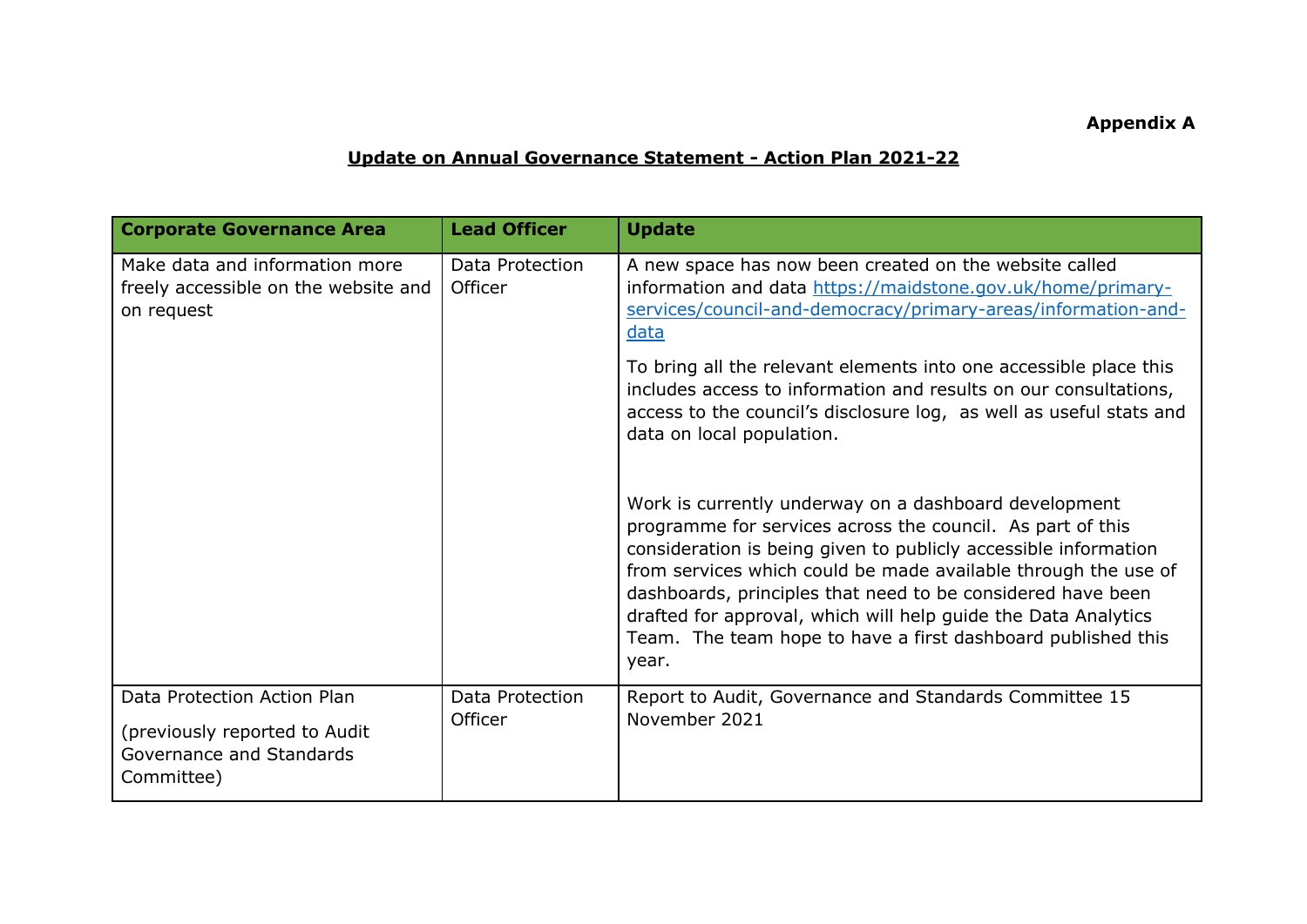**Appendix A**

## Update on Annual Governance Statement - Action Plan 2021-22

| Corporate Governance Area | Lead Officer | Update |
|---|---|---|
| Make data and information more freely accessible on the website and on request | Data Protection Officer | A new space has now been created on the website called information and data [https://maidstone.gov.uk/home/primary-services/council-and-democracy/primary-areas/information-and-data](https://maidstone.gov.uk/home/primary-services/council-and-democracy/primary-areas/information-and-data)<br><br>To bring all the relevant elements into one accessible place this includes access to information and results on our consultations, access to the council's disclosure log, as well as useful stats and data on local population.<br><br>Work is currently underway on a dashboard development programme for services across the council. As part of this consideration is being given to publicly accessible information from services which could be made available through the use of dashboards, principles that need to be considered have been drafted for approval, which will help guide the Data Analytics Team. The team hope to have a first dashboard published this year. |
| Data Protection Action Plan<br><br>(previously reported to Audit Governance and Standards Committee) | Data Protection Officer | Report to Audit, Governance and Standards Committee 15 November 2021 |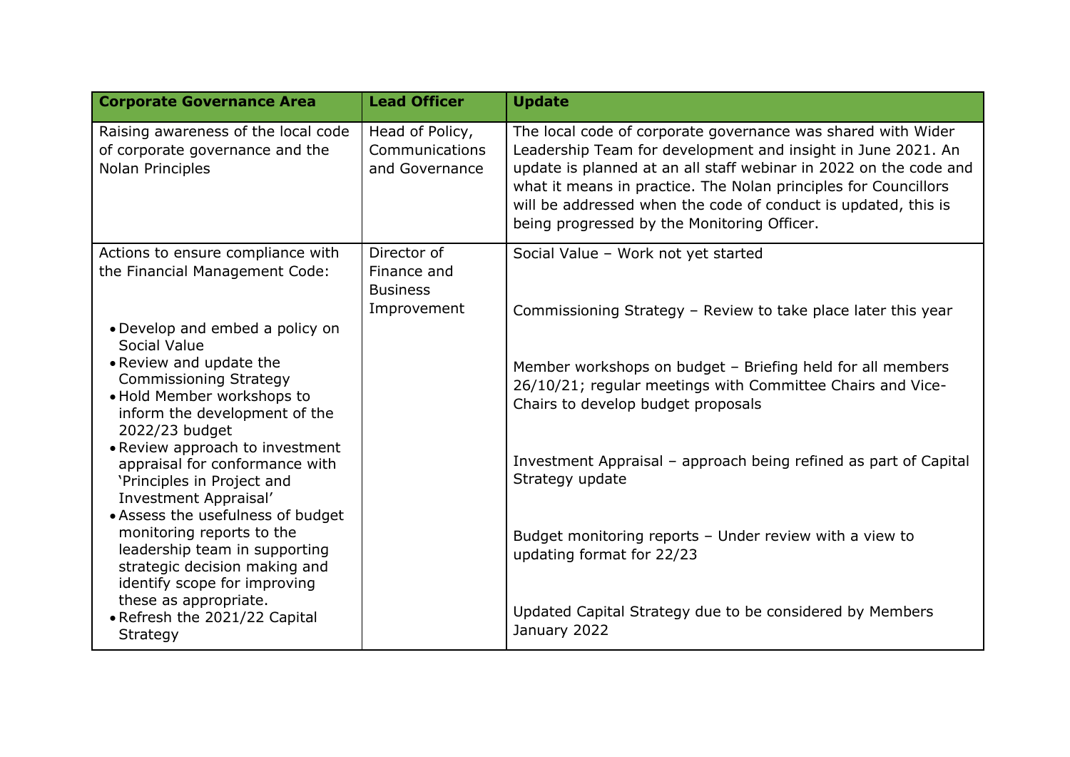| Corporate Governance Area | Lead Officer | Update |
|---|---|---|
| Raising awareness of the local code of corporate governance and the Nolan Principles | Head of Policy, Communications and Governance | The local code of corporate governance was shared with Wider Leadership Team for development and insight in June 2021. An update is planned at an all staff webinar in 2022 on the code and what it means in practice. The Nolan principles for Councillors will be addressed when the code of conduct is updated, this is being progressed by the Monitoring Officer. |
| Actions to ensure compliance with the Financial Management Code:<br><br>• Develop and embed a policy on Social Value<br>• Review and update the Commissioning Strategy<br>• Hold Member workshops to inform the development of the 2022/23 budget<br>• Review approach to investment appraisal for conformance with 'Principles in Project and Investment Appraisal'<br>• Assess the usefulness of budget monitoring reports to the leadership team in supporting strategic decision making and identify scope for improving these as appropriate.<br>• Refresh the 2021/22 Capital Strategy | Director of Finance and Business Improvement | Social Value – Work not yet started<br><br>Commissioning Strategy – Review to take place later this year<br><br>Member workshops on budget – Briefing held for all members 26/10/21; regular meetings with Committee Chairs and Vice-Chairs to develop budget proposals<br><br>Investment Appraisal – approach being refined as part of Capital Strategy update<br><br>Budget monitoring reports – Under review with a view to updating format for 22/23<br><br>Updated Capital Strategy due to be considered by Members January 2022 |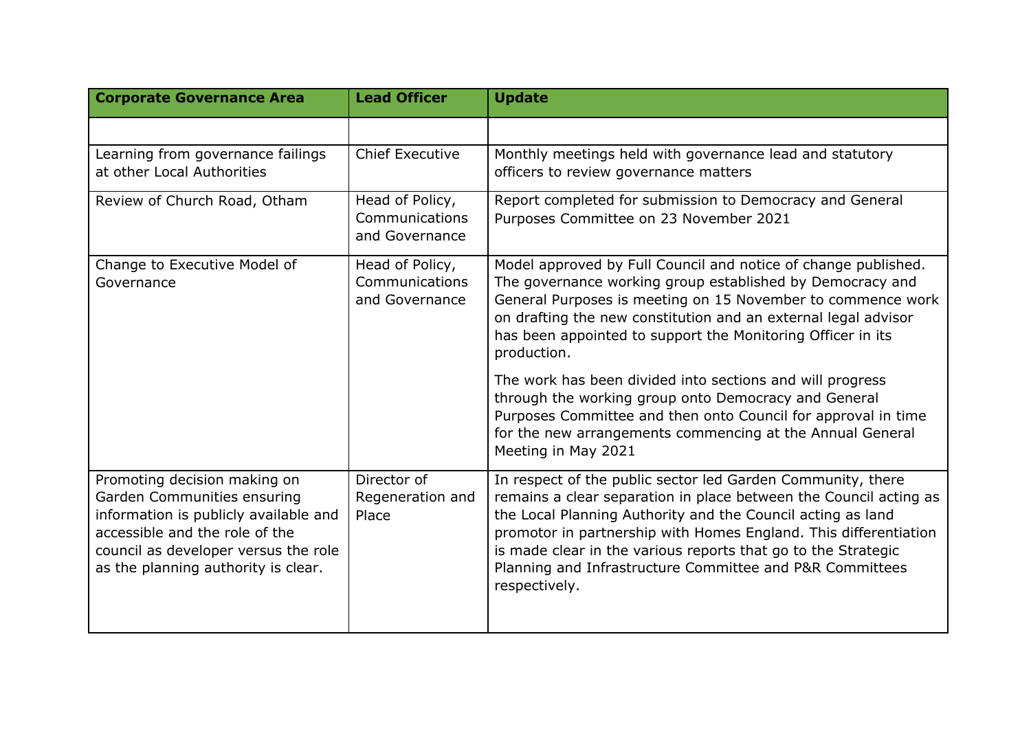| Corporate Governance Area | Lead Officer | Update |
|---|---|---|
| | | |
| Learning from governance failings at other Local Authorities | Chief Executive | Monthly meetings held with governance lead and statutory officers to review governance matters |
| Review of Church Road, Otham | Head of Policy, Communications and Governance | Report completed for submission to Democracy and General Purposes Committee on 23 November 2021 |
| Change to Executive Model of Governance | Head of Policy, Communications and Governance | Model approved by Full Council and notice of change published. The governance working group established by Democracy and General Purposes is meeting on 15 November to commence work on drafting the new constitution and an external legal advisor has been appointed to support the Monitoring Officer in its production.<br><br>The work has been divided into sections and will progress through the working group onto Democracy and General Purposes Committee and then onto Council for approval in time for the new arrangements commencing at the Annual General Meeting in May 2021 |
| Promoting decision making on Garden Communities ensuring information is publicly available and accessible and the role of the council as developer versus the role as the planning authority is clear. | Director of Regeneration and Place | In respect of the public sector led Garden Community, there remains a clear separation in place between the Council acting as the Local Planning Authority and the Council acting as land promotor in partnership with Homes England. This differentiation is made clear in the various reports that go to the Strategic Planning and Infrastructure Committee and P&R Committees respectively. |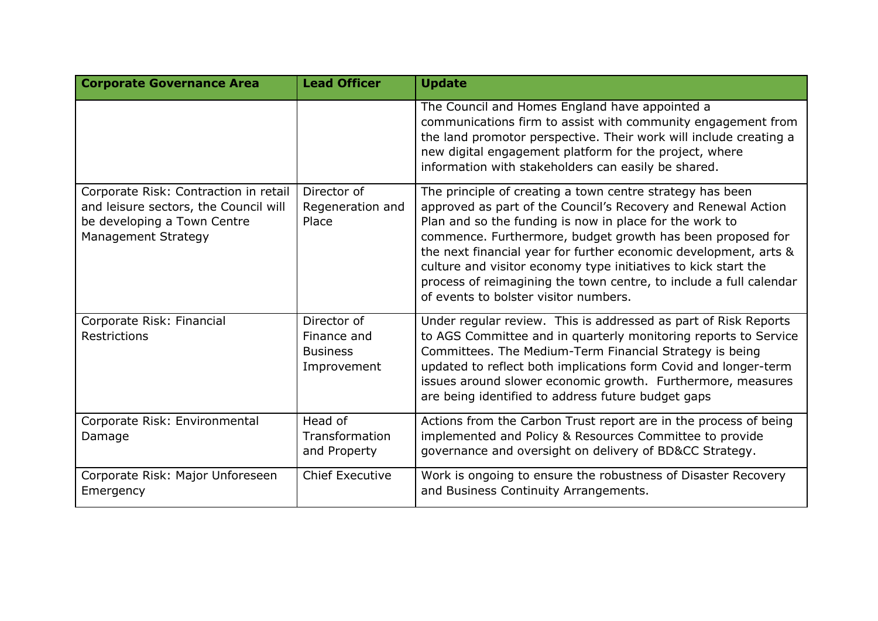| Corporate Governance Area | Lead Officer | Update |
| --- | --- | --- |
| | | The Council and Homes England have appointed a communications firm to assist with community engagement from the land promotor perspective. Their work will include creating a new digital engagement platform for the project, where information with stakeholders can easily be shared. |
| Corporate Risk: Contraction in retail and leisure sectors, the Council will be developing a Town Centre Management Strategy | Director of Regeneration and Place | The principle of creating a town centre strategy has been approved as part of the Council's Recovery and Renewal Action Plan and so the funding is now in place for the work to commence. Furthermore, budget growth has been proposed for the next financial year for further economic development, arts & culture and visitor economy type initiatives to kick start the process of reimagining the town centre, to include a full calendar of events to bolster visitor numbers. |
| Corporate Risk: Financial Restrictions | Director of Finance and Business Improvement | Under regular review. This is addressed as part of Risk Reports to AGS Committee and in quarterly monitoring reports to Service Committees. The Medium-Term Financial Strategy is being updated to reflect both implications form Covid and longer-term issues around slower economic growth. Furthermore, measures are being identified to address future budget gaps |
| Corporate Risk: Environmental Damage | Head of Transformation and Property | Actions from the Carbon Trust report are in the process of being implemented and Policy & Resources Committee to provide governance and oversight on delivery of BD&CC Strategy. |
| Corporate Risk: Major Unforeseen Emergency | Chief Executive | Work is ongoing to ensure the robustness of Disaster Recovery and Business Continuity Arrangements. |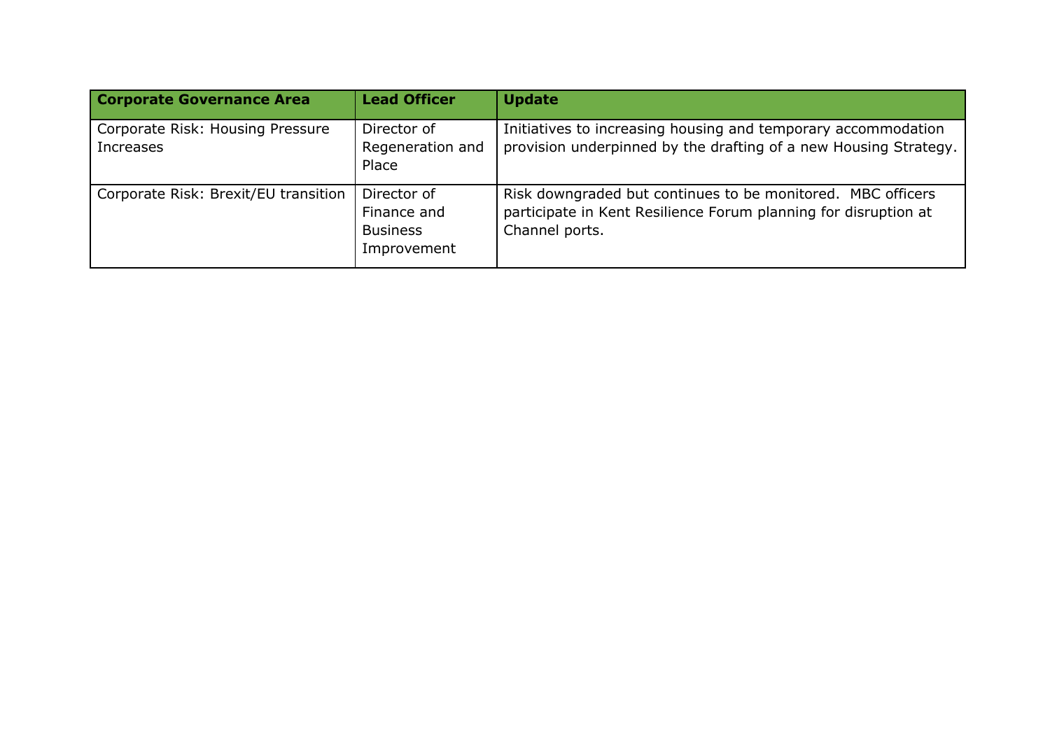| Corporate Governance Area | Lead Officer | Update |
|---|---|---|
| Corporate Risk: Housing Pressure Increases | Director of Regeneration and Place | Initiatives to increasing housing and temporary accommodation provision underpinned by the drafting of a new Housing Strategy. |
| Corporate Risk: Brexit/EU transition | Director of Finance and Business Improvement | Risk downgraded but continues to be monitored. MBC officers participate in Kent Resilience Forum planning for disruption at Channel ports. |